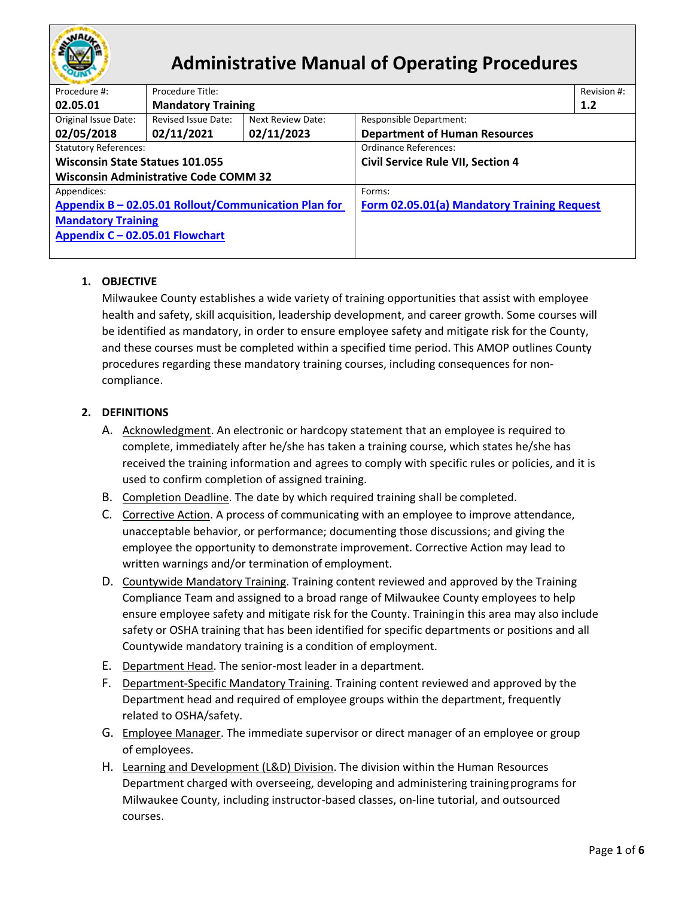# Administrative Manual of Operating Procedures

| Procedure #: | Procedure Title: | | | Revision #: |
|---|---|---|---|---|
| **02.05.01** | **Mandatory Training** | | | **1.2** |
| Original Issue Date: **02/05/2018** | Revised Issue Date: **02/11/2021** | Next Review Date: **02/11/2023** | Responsible Department: **Department of Human Resources** | |
| Statutory References: **Wisconsin State Statues 101.055** **Wisconsin Administrative Code COMM 32** | | | Ordinance References: **Civil Service Rule VII, Section 4** | |
| Appendices: **Appendix B – 02.05.01 Rollout/Communication Plan for Mandatory Training** **Appendix C – 02.05.01 Flowchart** | | | Forms: **Form 02.05.01(a) Mandatory Training Request** | |

1. **OBJECTIVE**

   Milwaukee County establishes a wide variety of training opportunities that assist with employee health and safety, skill acquisition, leadership development, and career growth. Some courses will be identified as mandatory, in order to ensure employee safety and mitigate risk for the County, and these courses must be completed within a specified time period. This AMOP outlines County procedures regarding these mandatory training courses, including consequences for non-compliance.

2. **DEFINITIONS**

   A. Acknowledgment. An electronic or hardcopy statement that an employee is required to complete, immediately after he/she has taken a training course, which states he/she has received the training information and agrees to comply with specific rules or policies, and it is used to confirm completion of assigned training.

   B. Completion Deadline. The date by which required training shall be completed.

   C. Corrective Action. A process of communicating with an employee to improve attendance, unacceptable behavior, or performance; documenting those discussions; and giving the employee the opportunity to demonstrate improvement. Corrective Action may lead to written warnings and/or termination of employment.

   D. Countywide Mandatory Training. Training content reviewed and approved by the Training Compliance Team and assigned to a broad range of Milwaukee County employees to help ensure employee safety and mitigate risk for the County. Training in this area may also include safety or OSHA training that has been identified for specific departments or positions and all Countywide mandatory training is a condition of employment.

   E. Department Head. The senior-most leader in a department.

   F. Department-Specific Mandatory Training. Training content reviewed and approved by the Department head and required of employee groups within the department, frequently related to OSHA/safety.

   G. Employee Manager. The immediate supervisor or direct manager of an employee or group of employees.

   H. Learning and Development (L&D) Division. The division within the Human Resources Department charged with overseeing, developing and administering training programs for Milwaukee County, including instructor-based classes, on-line tutorial, and outsourced courses.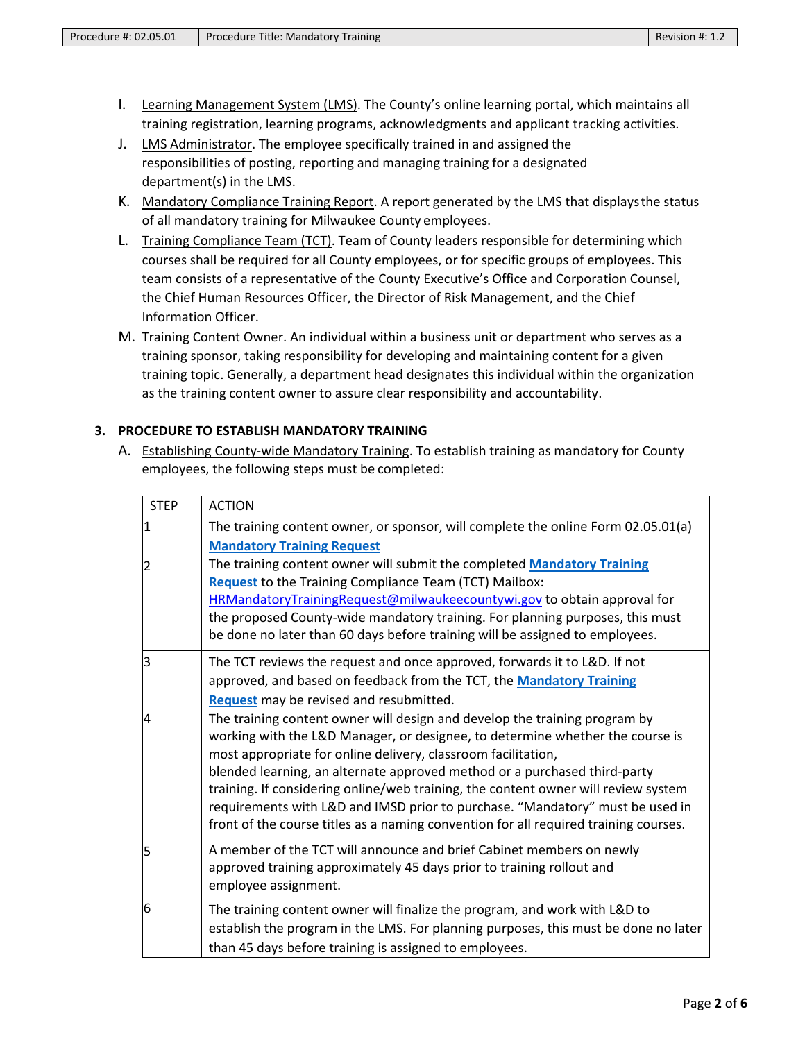I. Learning Management System (LMS). The County's online learning portal, which maintains all training registration, learning programs, acknowledgments and applicant tracking activities.

J. LMS Administrator. The employee specifically trained in and assigned the responsibilities of posting, reporting and managing training for a designated department(s) in the LMS.

K. Mandatory Compliance Training Report. A report generated by the LMS that displays the status of all mandatory training for Milwaukee County employees.

L. Training Compliance Team (TCT). Team of County leaders responsible for determining which courses shall be required for all County employees, or for specific groups of employees. This team consists of a representative of the County Executive's Office and Corporation Counsel, the Chief Human Resources Officer, the Director of Risk Management, and the Chief Information Officer.

M. Training Content Owner. An individual within a business unit or department who serves as a training sponsor, taking responsibility for developing and maintaining content for a given training topic. Generally, a department head designates this individual within the organization as the training content owner to assure clear responsibility and accountability.

## 3. PROCEDURE TO ESTABLISH MANDATORY TRAINING

A. Establishing County-wide Mandatory Training. To establish training as mandatory for County employees, the following steps must be completed:

| STEP | ACTION |
|---|---|
| 1 | The training content owner, or sponsor, will complete the online Form 02.05.01(a) **Mandatory Training Request** |
| 2 | The training content owner will submit the completed **Mandatory Training Request** to the Training Compliance Team (TCT) Mailbox: HRMandatoryTrainingRequest@milwaukeecountywi.gov to obtain approval for the proposed County-wide mandatory training. For planning purposes, this must be done no later than 60 days before training will be assigned to employees. |
| 3 | The TCT reviews the request and once approved, forwards it to L&D. If not approved, and based on feedback from the TCT, the **Mandatory Training Request** may be revised and resubmitted. |
| 4 | The training content owner will design and develop the training program by working with the L&D Manager, or designee, to determine whether the course is most appropriate for online delivery, classroom facilitation, blended learning, an alternate approved method or a purchased third-party training. If considering online/web training, the content owner will review system requirements with L&D and IMSD prior to purchase. "Mandatory" must be used in front of the course titles as a naming convention for all required training courses. |
| 5 | A member of the TCT will announce and brief Cabinet members on newly approved training approximately 45 days prior to training rollout and employee assignment. |
| 6 | The training content owner will finalize the program, and work with L&D to establish the program in the LMS. For planning purposes, this must be done no later than 45 days before training is assigned to employees. |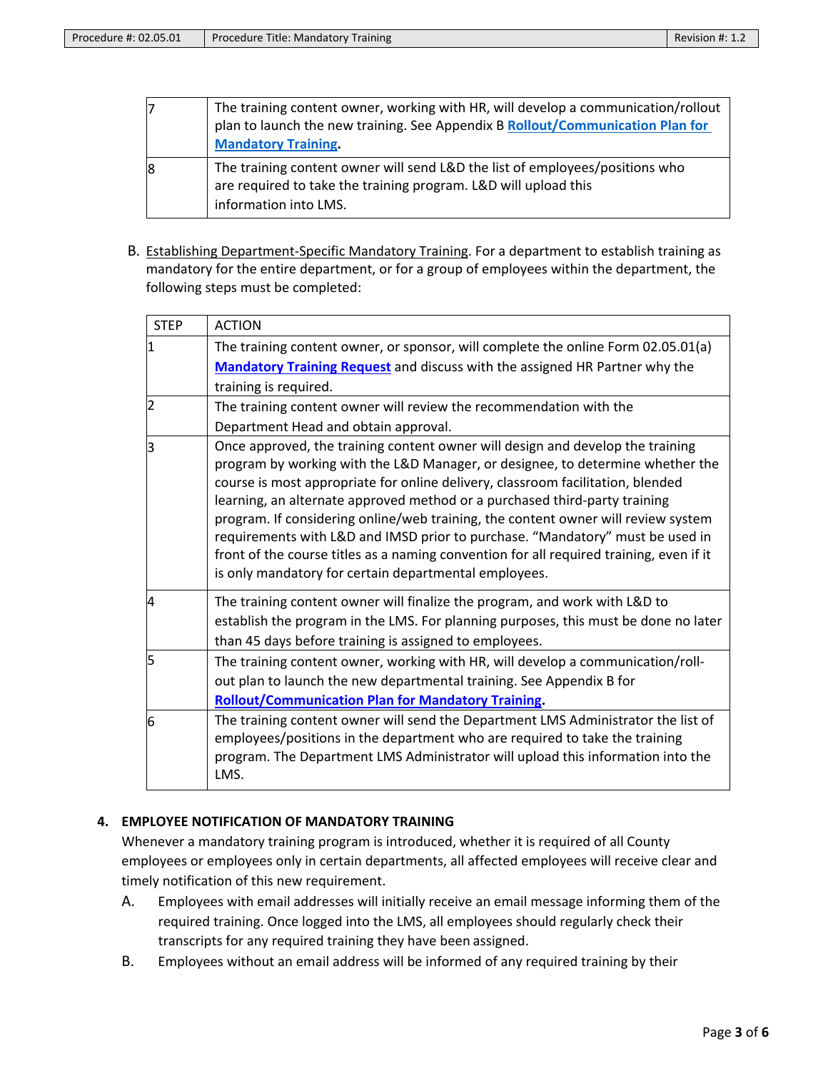| | |
|---|---|
| 7 | The training content owner, working with HR, will develop a communication/rollout plan to launch the new training. See Appendix B **Rollout/Communication Plan for Mandatory Training**. |
| 8 | The training content owner will send L&D the list of employees/positions who are required to take the training program. L&D will upload this information into LMS. |

B. Establishing Department-Specific Mandatory Training. For a department to establish training as mandatory for the entire department, or for a group of employees within the department, the following steps must be completed:

| STEP | ACTION |
|---|---|
| 1 | The training content owner, or sponsor, will complete the online Form 02.05.01(a) **Mandatory Training Request** and discuss with the assigned HR Partner why the training is required. |
| 2 | The training content owner will review the recommendation with the Department Head and obtain approval. |
| 3 | Once approved, the training content owner will design and develop the training program by working with the L&D Manager, or designee, to determine whether the course is most appropriate for online delivery, classroom facilitation, blended learning, an alternate approved method or a purchased third-party training program. If considering online/web training, the content owner will review system requirements with L&D and IMSD prior to purchase. "Mandatory" must be used in front of the course titles as a naming convention for all required training, even if it is only mandatory for certain departmental employees. |
| 4 | The training content owner will finalize the program, and work with L&D to establish the program in the LMS. For planning purposes, this must be done no later than 45 days before training is assigned to employees. |
| 5 | The training content owner, working with HR, will develop a communication/roll-out plan to launch the new departmental training. See Appendix B for **Rollout/Communication Plan for Mandatory Training**. |
| 6 | The training content owner will send the Department LMS Administrator the list of employees/positions in the department who are required to take the training program. The Department LMS Administrator will upload this information into the LMS. |

**4. EMPLOYEE NOTIFICATION OF MANDATORY TRAINING**

Whenever a mandatory training program is introduced, whether it is required of all County employees or employees only in certain departments, all affected employees will receive clear and timely notification of this new requirement.

A. Employees with email addresses will initially receive an email message informing them of the required training. Once logged into the LMS, all employees should regularly check their transcripts for any required training they have been assigned.

B. Employees without an email address will be informed of any required training by their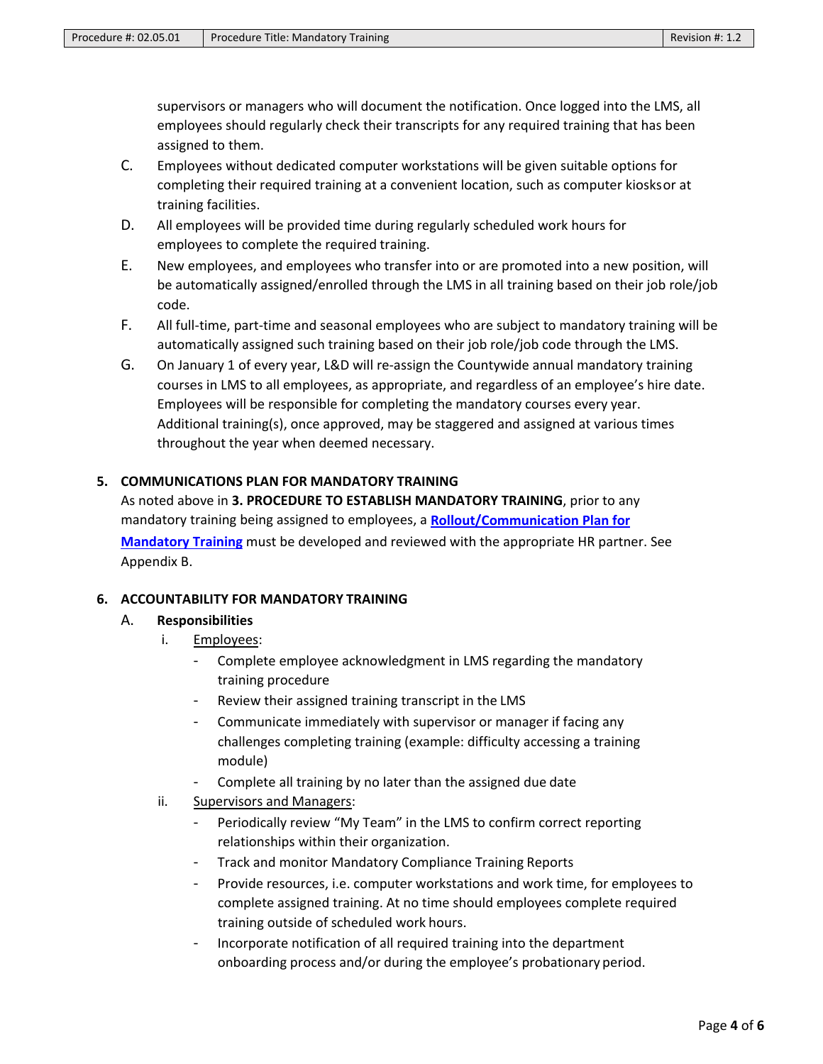supervisors or managers who will document the notification. Once logged into the LMS, all employees should regularly check their transcripts for any required training that has been assigned to them.

C. Employees without dedicated computer workstations will be given suitable options for completing their required training at a convenient location, such as computer kiosks or at training facilities.

D. All employees will be provided time during regularly scheduled work hours for employees to complete the required training.

E. New employees, and employees who transfer into or are promoted into a new position, will be automatically assigned/enrolled through the LMS in all training based on their job role/job code.

F. All full-time, part-time and seasonal employees who are subject to mandatory training will be automatically assigned such training based on their job role/job code through the LMS.

G. On January 1 of every year, L&D will re-assign the Countywide annual mandatory training courses in LMS to all employees, as appropriate, and regardless of an employee's hire date. Employees will be responsible for completing the mandatory courses every year. Additional training(s), once approved, may be staggered and assigned at various times throughout the year when deemed necessary.

**5. COMMUNICATIONS PLAN FOR MANDATORY TRAINING**

As noted above in **3. PROCEDURE TO ESTABLISH MANDATORY TRAINING**, prior to any mandatory training being assigned to employees, a **Rollout/Communication Plan for Mandatory Training** must be developed and reviewed with the appropriate HR partner. See Appendix B.

**6. ACCOUNTABILITY FOR MANDATORY TRAINING**

A. **Responsibilities**

i. Employees:
- Complete employee acknowledgment in LMS regarding the mandatory training procedure
- Review their assigned training transcript in the LMS
- Communicate immediately with supervisor or manager if facing any challenges completing training (example: difficulty accessing a training module)
- Complete all training by no later than the assigned due date

ii. Supervisors and Managers:
- Periodically review "My Team" in the LMS to confirm correct reporting relationships within their organization.
- Track and monitor Mandatory Compliance Training Reports
- Provide resources, i.e. computer workstations and work time, for employees to complete assigned training. At no time should employees complete required training outside of scheduled work hours.
- Incorporate notification of all required training into the department onboarding process and/or during the employee's probationary period.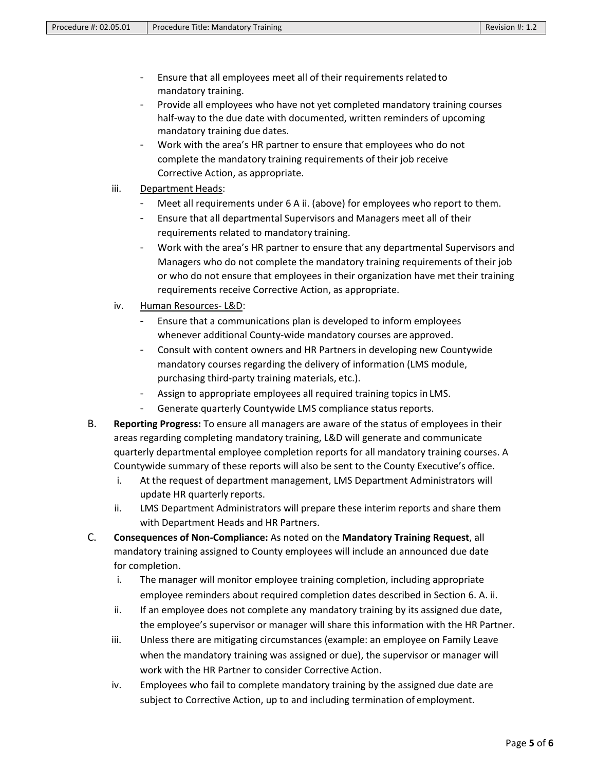- Ensure that all employees meet all of their requirements related to mandatory training.
- Provide all employees who have not yet completed mandatory training courses half-way to the due date with documented, written reminders of upcoming mandatory training due dates.
- Work with the area's HR partner to ensure that employees who do not complete the mandatory training requirements of their job receive Corrective Action, as appropriate.

iii. <u>Department Heads</u>:

- Meet all requirements under 6 A ii. (above) for employees who report to them.
- Ensure that all departmental Supervisors and Managers meet all of their requirements related to mandatory training.
- Work with the area's HR partner to ensure that any departmental Supervisors and Managers who do not complete the mandatory training requirements of their job or who do not ensure that employees in their organization have met their training requirements receive Corrective Action, as appropriate.

iv. <u>Human Resources- L&D</u>:

- Ensure that a communications plan is developed to inform employees whenever additional County-wide mandatory courses are approved.
- Consult with content owners and HR Partners in developing new Countywide mandatory courses regarding the delivery of information (LMS module, purchasing third-party training materials, etc.).
- Assign to appropriate employees all required training topics in LMS.
- Generate quarterly Countywide LMS compliance status reports.

B. **Reporting Progress:** To ensure all managers are aware of the status of employees in their areas regarding completing mandatory training, L&D will generate and communicate quarterly departmental employee completion reports for all mandatory training courses. A Countywide summary of these reports will also be sent to the County Executive's office.

i. At the request of department management, LMS Department Administrators will update HR quarterly reports.

ii. LMS Department Administrators will prepare these interim reports and share them with Department Heads and HR Partners.

C. **Consequences of Non-Compliance:** As noted on the **Mandatory Training Request**, all mandatory training assigned to County employees will include an announced due date for completion.

i. The manager will monitor employee training completion, including appropriate employee reminders about required completion dates described in Section 6. A. ii.

ii. If an employee does not complete any mandatory training by its assigned due date, the employee's supervisor or manager will share this information with the HR Partner.

iii. Unless there are mitigating circumstances (example: an employee on Family Leave when the mandatory training was assigned or due), the supervisor or manager will work with the HR Partner to consider Corrective Action.

iv. Employees who fail to complete mandatory training by the assigned due date are subject to Corrective Action, up to and including termination of employment.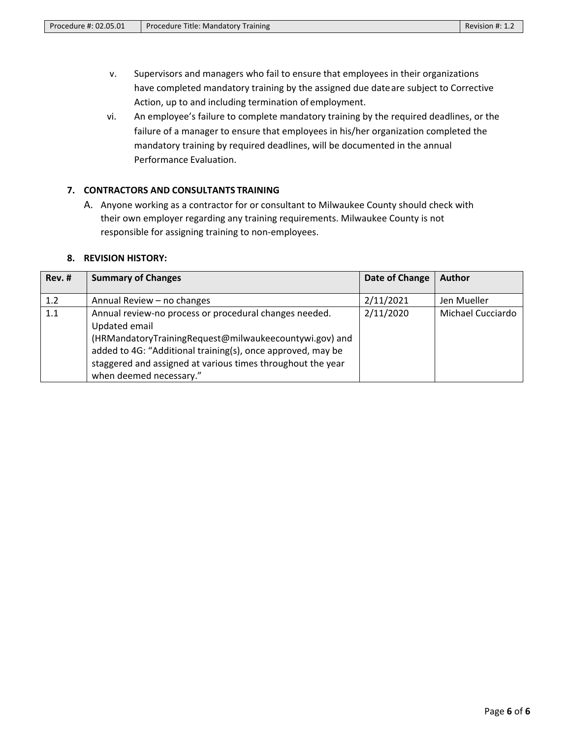v. Supervisors and managers who fail to ensure that employees in their organizations have completed mandatory training by the assigned due date are subject to Corrective Action, up to and including termination of employment.

vi. An employee's failure to complete mandatory training by the required deadlines, or the failure of a manager to ensure that employees in his/her organization completed the mandatory training by required deadlines, will be documented in the annual Performance Evaluation.

### 7. CONTRACTORS AND CONSULTANTS TRAINING

A. Anyone working as a contractor for or consultant to Milwaukee County should check with their own employer regarding any training requirements. Milwaukee County is not responsible for assigning training to non-employees.

### 8. REVISION HISTORY:

| Rev. # | Summary of Changes | Date of Change | Author |
|---|---|---|---|
| 1.2 | Annual Review – no changes | 2/11/2021 | Jen Mueller |
| 1.1 | Annual review-no process or procedural changes needed. Updated email (HRMandatoryTrainingRequest@milwaukeecountywi.gov) and added to 4G: "Additional training(s), once approved, may be staggered and assigned at various times throughout the year when deemed necessary." | 2/11/2020 | Michael Cucciardo |